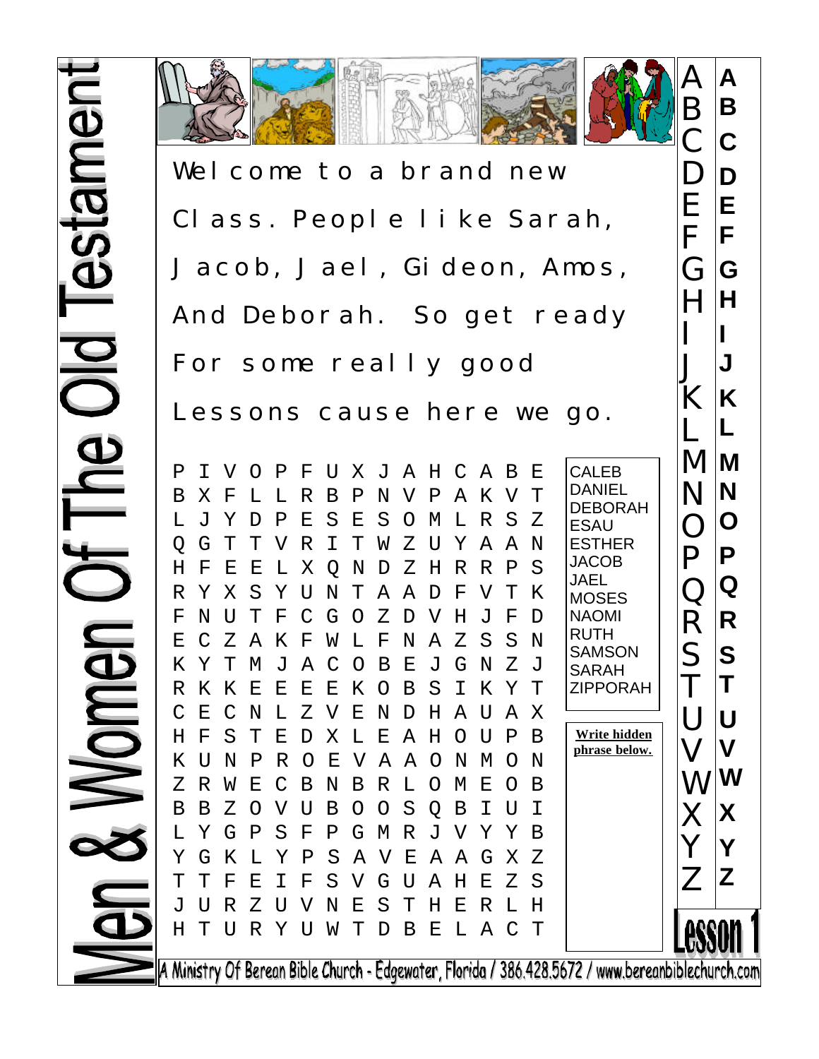# Men & Women Of The Old Testament

Welcome to a brand new
Class. People like Sarah,
Jacob, Jael, Gideon, Amos,
And Deborah. So get ready
For some really good
Lessons cause here we go.

```
P I V O P F U X J A H C A B E
B X F L L R B P N V P A K V T
L J Y D P E S E S O M L R S Z
Q G T T V R I T W Z U Y A A N
H F E E L X Q N D Z H R R P S
R Y X S Y U N T A A D F V T K
F N U T F C G O Z D V H J F D
E C Z A K F W L F N A Z S S N
K Y T M J A C O B E J G N Z J
R K K E E E E K O B S I K Y T
C E C N L Z V E N D H A U A X
H F S T E D X L E A H O U P B
K U N P R O E V A A O N M O N
Z R W E C B N B R L O M E O B
B B Z O V U B O O S Q B I U I
L Y G P S F P G M R J V Y Y B
Y G K L Y P S A V E A A G X Z
T T F E I F S V G U A H E Z S
J U R Z U V N E S T H E R L H
H T U R Y U W T D B E L A C T
```

CALEB
DANIEL
DEBORAH
ESAU
ESTHER
JACOB
JAEL
MOSES
NAOMI
RUTH
SAMSON
SARAH
ZIPPORAH

**Write hidden phrase below.**

A B C D E F G H I J K L M N O P Q R S T U V W X Y Z

**A B C D E F G H I J K L M N O P Q R S T U V W X Y Z**

**Lesson 1**

A Ministry Of Berean Bible Church - Edgewater, Florida / 386.428.5672 / www.bereanbiblechurch.com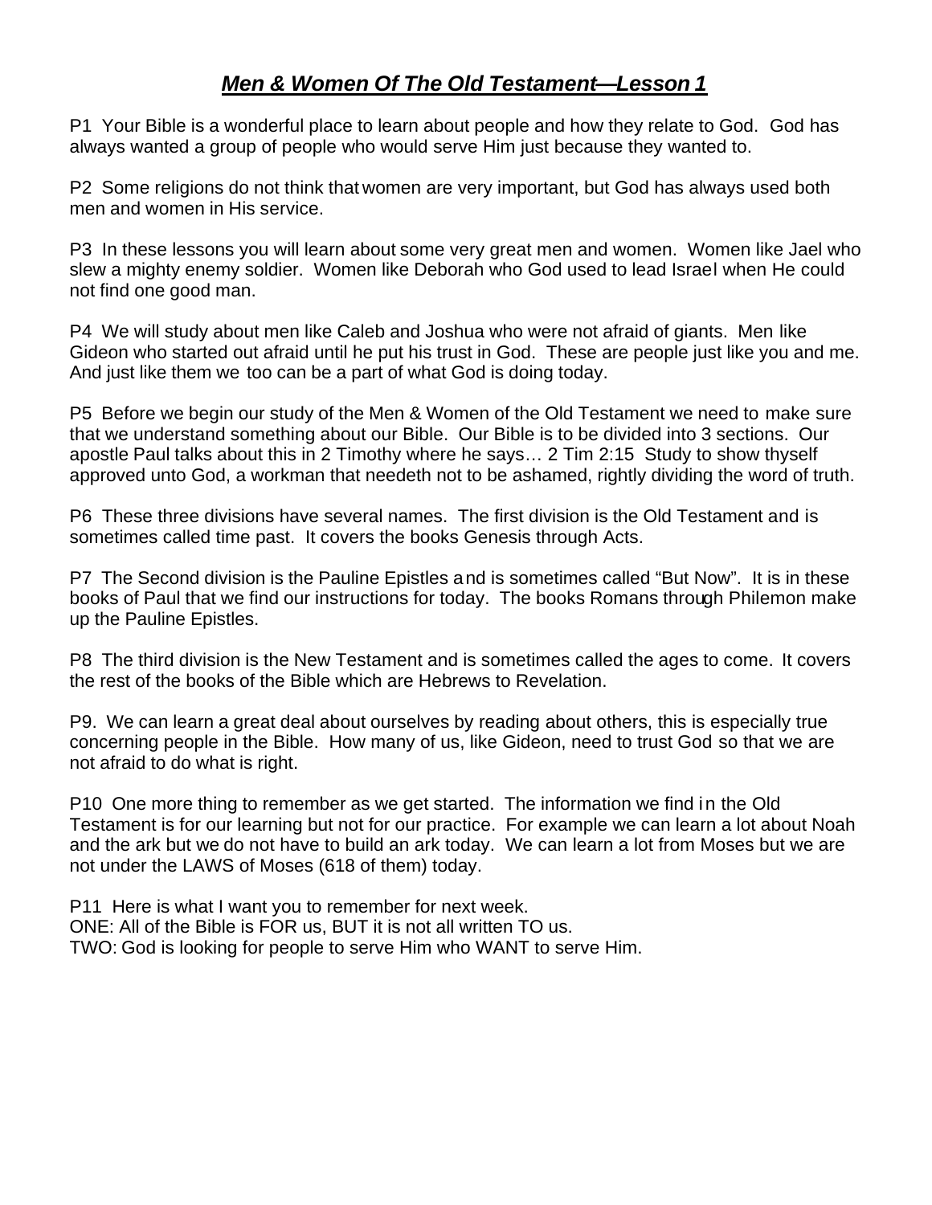# ***Men & Women Of The Old Testament—Lesson 1***

P1 Your Bible is a wonderful place to learn about people and how they relate to God. God has always wanted a group of people who would serve Him just because they wanted to.

P2 Some religions do not think that women are very important, but God has always used both men and women in His service.

P3 In these lessons you will learn about some very great men and women. Women like Jael who slew a mighty enemy soldier. Women like Deborah who God used to lead Israel when He could not find one good man.

P4 We will study about men like Caleb and Joshua who were not afraid of giants. Men like Gideon who started out afraid until he put his trust in God. These are people just like you and me. And just like them we too can be a part of what God is doing today.

P5 Before we begin our study of the Men & Women of the Old Testament we need to make sure that we understand something about our Bible. Our Bible is to be divided into 3 sections. Our apostle Paul talks about this in 2 Timothy where he says… 2 Tim 2:15 Study to show thyself approved unto God, a workman that needeth not to be ashamed, rightly dividing the word of truth.

P6 These three divisions have several names. The first division is the Old Testament and is sometimes called time past. It covers the books Genesis through Acts.

P7 The Second division is the Pauline Epistles and is sometimes called "But Now". It is in these books of Paul that we find our instructions for today. The books Romans through Philemon make up the Pauline Epistles.

P8 The third division is the New Testament and is sometimes called the ages to come. It covers the rest of the books of the Bible which are Hebrews to Revelation.

P9. We can learn a great deal about ourselves by reading about others, this is especially true concerning people in the Bible. How many of us, like Gideon, need to trust God so that we are not afraid to do what is right.

P10 One more thing to remember as we get started. The information we find in the Old Testament is for our learning but not for our practice. For example we can learn a lot about Noah and the ark but we do not have to build an ark today. We can learn a lot from Moses but we are not under the LAWS of Moses (618 of them) today.

P11 Here is what I want you to remember for next week.
ONE: All of the Bible is FOR us, BUT it is not all written TO us.
TWO: God is looking for people to serve Him who WANT to serve Him.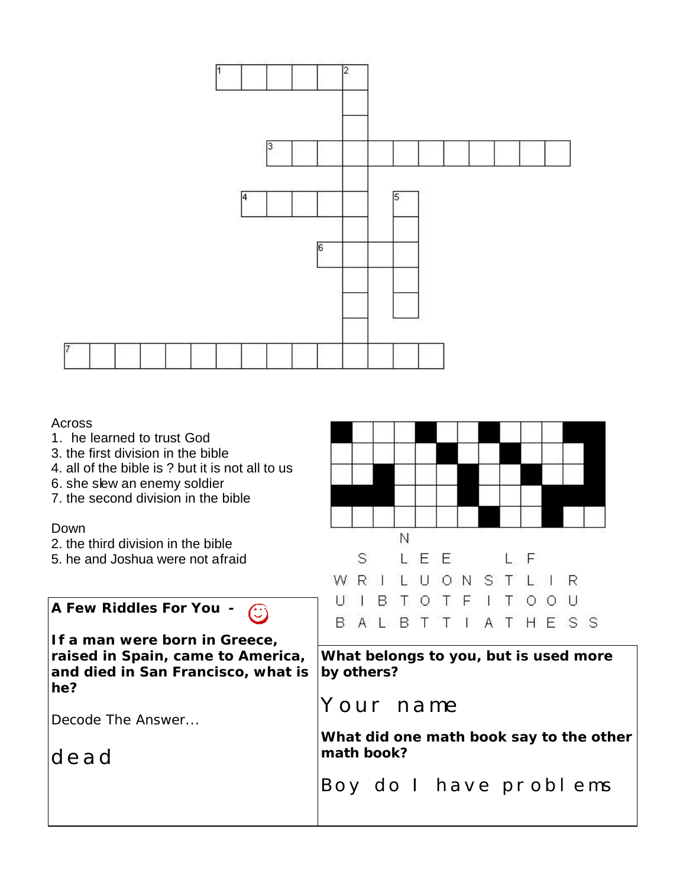Across

1. he learned to trust God
3. the first division in the bible
4. all of the bible is ? but it is not all to us
6. she slew an enemy soldier
7. the second division in the bible

Down

2. the third division in the bible
5. he and Joshua were not afraid

N
S L E E L F
W R I L U O N S T L I R
U I B T O T F I T O O U
B A L B T T I A T H E S S

**A Few Riddles For You -** ☺

**If a man were born in Greece, raised in Spain, came to America, and died in San Francisco, what is he?**

Decode The Answer…

dead

**What belongs to you, but is used more by others?**

Your name

**What did one math book say to the other math book?**

Boy do I have problems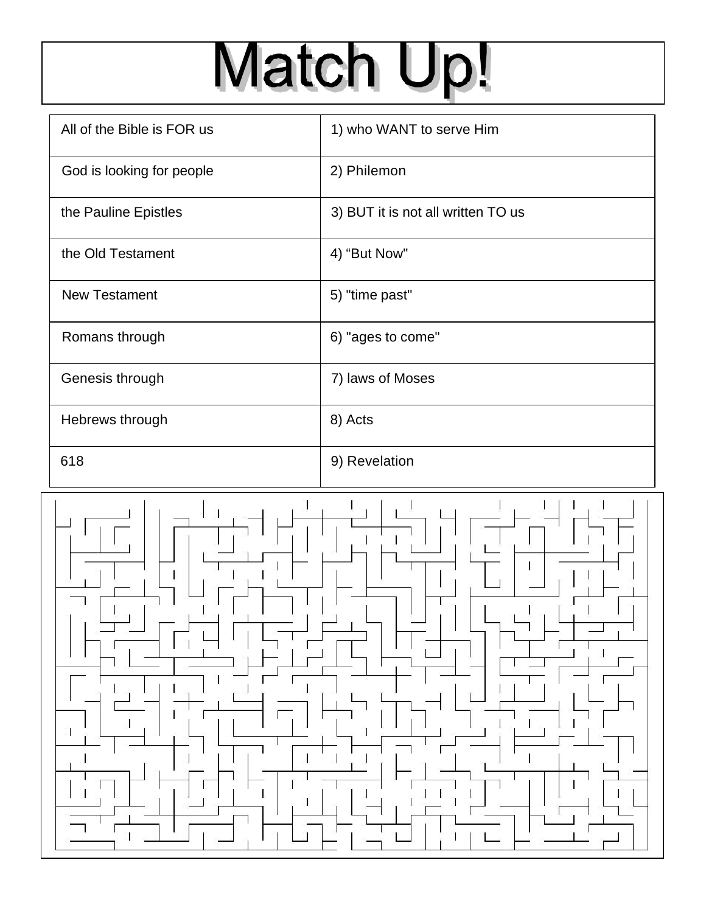# Match Up!

| | |
|---|---|
| All of the Bible is FOR us | 1) who WANT to serve Him |
| God is looking for people | 2) Philemon |
| the Pauline Epistles | 3) BUT it is not all written TO us |
| the Old Testament | 4) “But Now" |
| New Testament | 5) "time past" |
| Romans through | 6) "ages to come" |
| Genesis through | 7) laws of Moses |
| Hebrews through | 8) Acts |
| 618 | 9) Revelation |